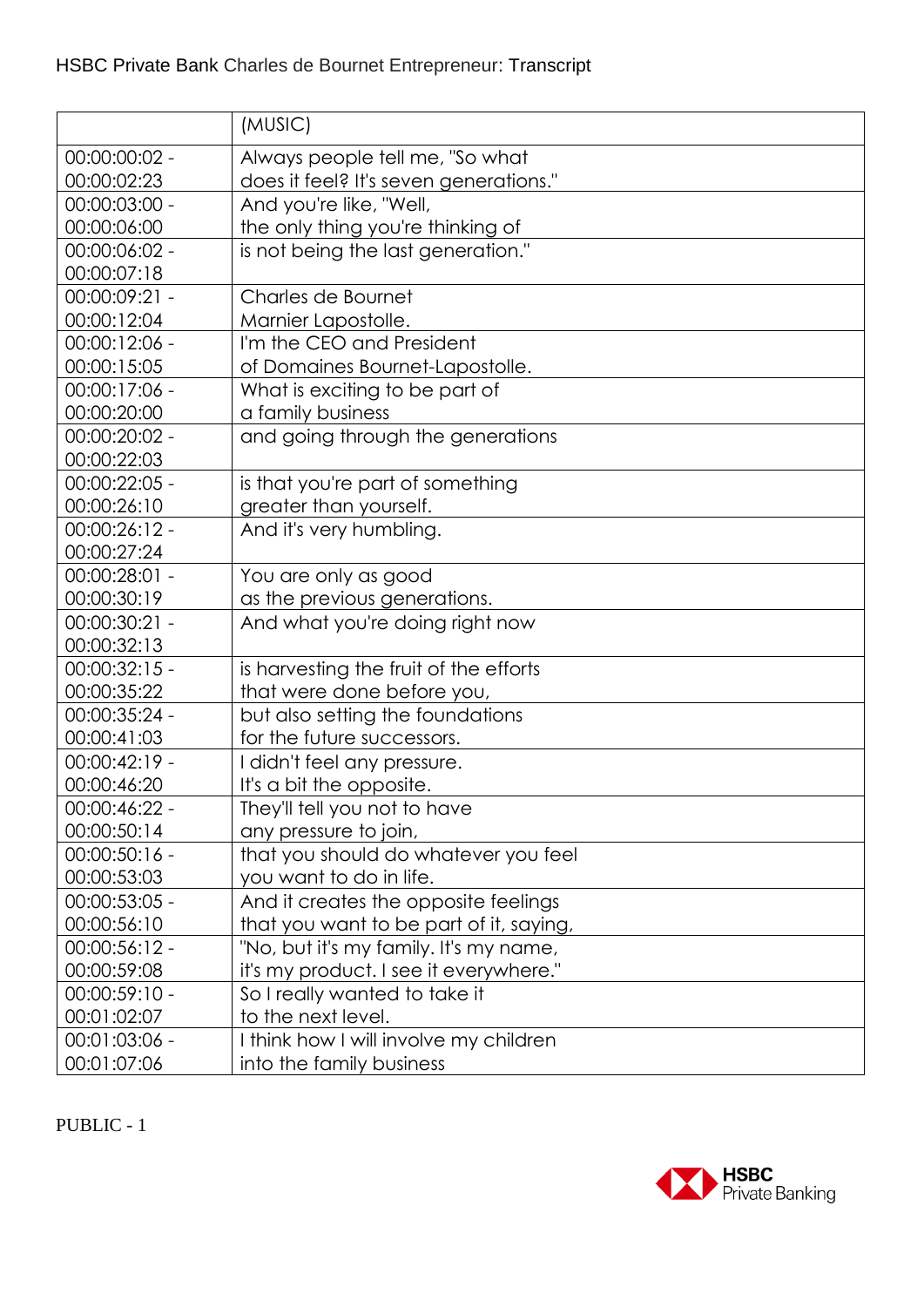HSBC Private Bank Charles de Bournet Entrepreneur: Transcript

| | (MUSIC) |
|---|---|
| 00:00:00:02 - 00:00:02:23 | Always people tell me, "So what does it feel? It's seven generations." |
| 00:00:03:00 - 00:00:06:00 | And you're like, "Well, the only thing you're thinking of |
| 00:00:06:02 - 00:00:07:18 | is not being the last generation." |
| 00:00:09:21 - 00:00:12:04 | Charles de Bournet Marnier Lapostolle. |
| 00:00:12:06 - 00:00:15:05 | I'm the CEO and President of Domaines Bournet-Lapostolle. |
| 00:00:17:06 - 00:00:20:00 | What is exciting to be part of a family business |
| 00:00:20:02 - 00:00:22:03 | and going through the generations |
| 00:00:22:05 - 00:00:26:10 | is that you're part of something greater than yourself. |
| 00:00:26:12 - 00:00:27:24 | And it's very humbling. |
| 00:00:28:01 - 00:00:30:19 | You are only as good as the previous generations. |
| 00:00:30:21 - 00:00:32:13 | And what you're doing right now |
| 00:00:32:15 - 00:00:35:22 | is harvesting the fruit of the efforts that were done before you, |
| 00:00:35:24 - 00:00:41:03 | but also setting the foundations for the future successors. |
| 00:00:42:19 - 00:00:46:20 | I didn't feel any pressure. It's a bit the opposite. |
| 00:00:46:22 - 00:00:50:14 | They'll tell you not to have any pressure to join, |
| 00:00:50:16 - 00:00:53:03 | that you should do whatever you feel you want to do in life. |
| 00:00:53:05 - 00:00:56:10 | And it creates the opposite feelings that you want to be part of it, saying, |
| 00:00:56:12 - 00:00:59:08 | "No, but it's my family. It's my name, it's my product. I see it everywhere." |
| 00:00:59:10 - 00:01:02:07 | So I really wanted to take it to the next level. |
| 00:01:03:06 - 00:01:07:06 | I think how I will involve my children into the family business |

PUBLIC - 1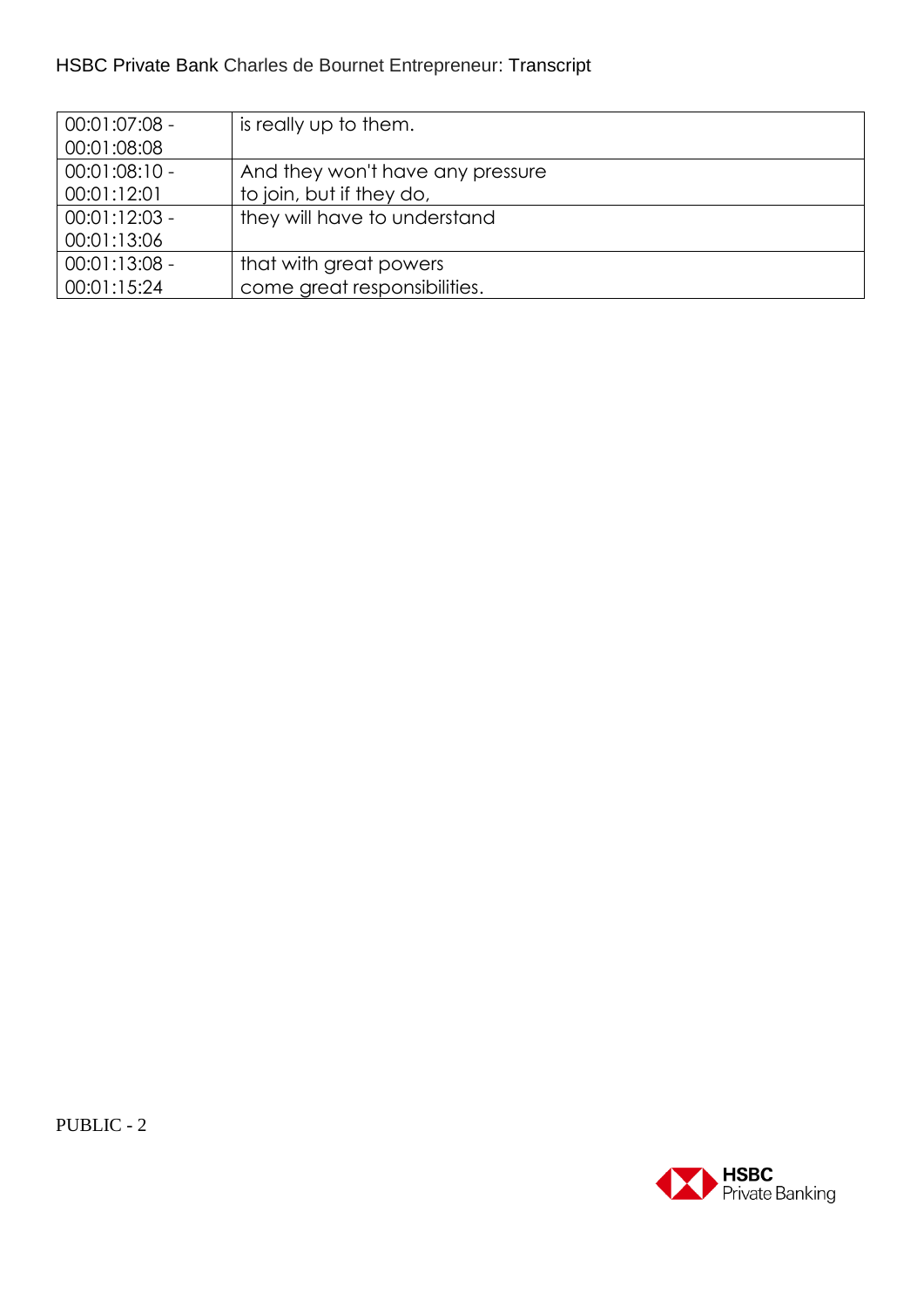| | |
|---|---|
| 00:01:07:08 - 00:01:08:08 | is really up to them. |
| 00:01:08:10 - 00:01:12:01 | And they won't have any pressure to join, but if they do, |
| 00:01:12:03 - 00:01:13:06 | they will have to understand |
| 00:01:13:08 - 00:01:15:24 | that with great powers come great responsibilities. |

PUBLIC - 2